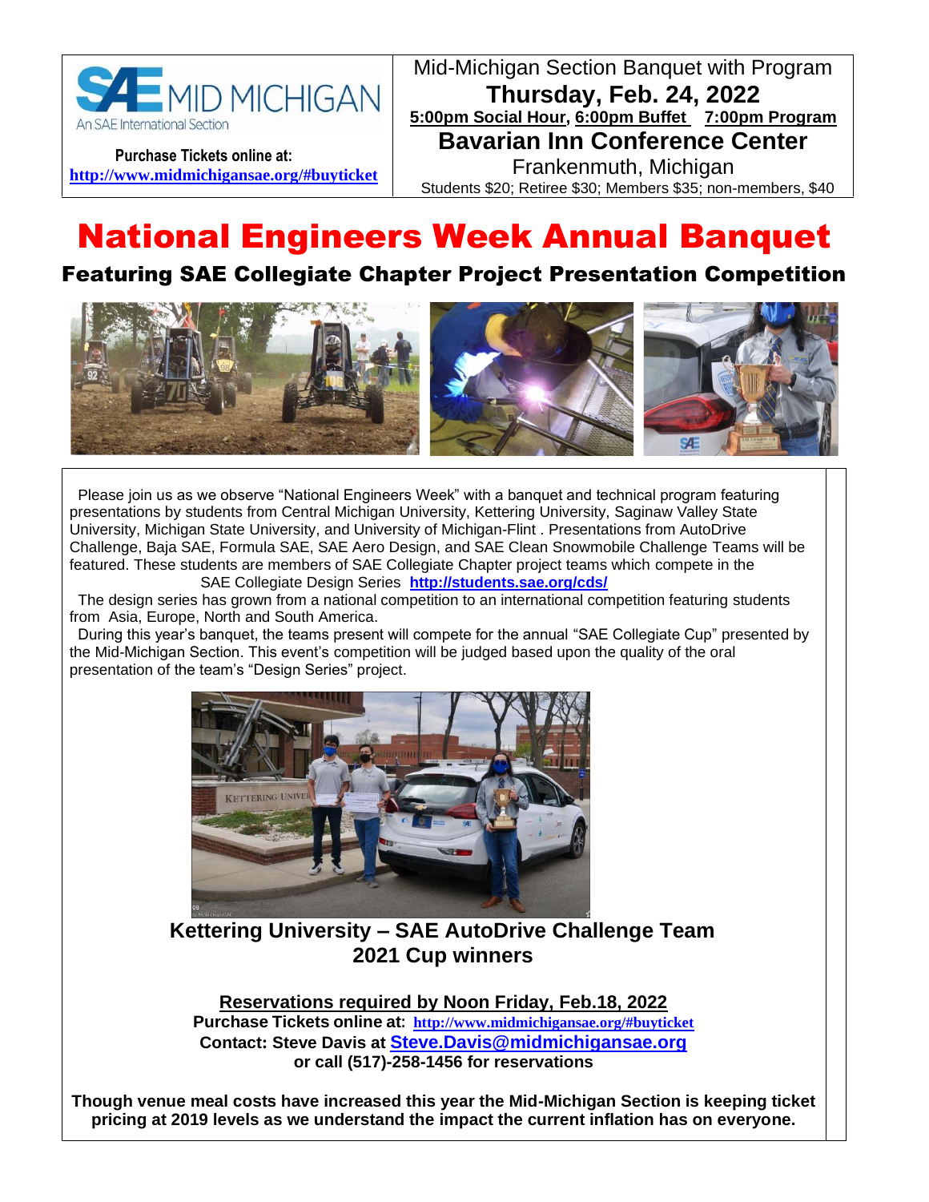SAE MID MICHIGAN
An SAE International Section

**Purchase Tickets online at:**
**http://www.midmichigansae.org/#buyticket**

Mid-Michigan Section Banquet with Program

**Thursday, Feb. 24, 2022**

**5:00pm Social Hour, 6:00pm Buffet 7:00pm Program**

**Bavarian Inn Conference Center**

Frankenmuth, Michigan

Students $20; Retiree $30; Members $35; non-members, $40

# National Engineers Week Annual Banquet

## Featuring SAE Collegiate Chapter Project Presentation Competition

Please join us as we observe "National Engineers Week" with a banquet and technical program featuring presentations by students from Central Michigan University, Kettering University, Saginaw Valley State University, Michigan State University, and University of Michigan-Flint . Presentations from AutoDrive Challenge, Baja SAE, Formula SAE, SAE Aero Design, and SAE Clean Snowmobile Challenge Teams will be featured. These students are members of SAE Collegiate Chapter project teams which compete in the SAE Collegiate Design Series **http://students.sae.org/cds/**

The design series has grown from a national competition to an international competition featuring students from Asia, Europe, North and South America.

During this year's banquet, the teams present will compete for the annual "SAE Collegiate Cup" presented by the Mid-Michigan Section. This event's competition will be judged based upon the quality of the oral presentation of the team's "Design Series" project.

**Kettering University – SAE AutoDrive Challenge Team**
**2021 Cup winners**

**Reservations required by Noon Friday, Feb.18, 2022**
**Purchase Tickets online at: http://www.midmichigansae.org/#buyticket**
**Contact: Steve Davis at Steve.Davis@midmichigansae.org**
**or call (517)-258-1456 for reservations**

**Though venue meal costs have increased this year the Mid-Michigan Section is keeping ticket pricing at 2019 levels as we understand the impact the current inflation has on everyone.**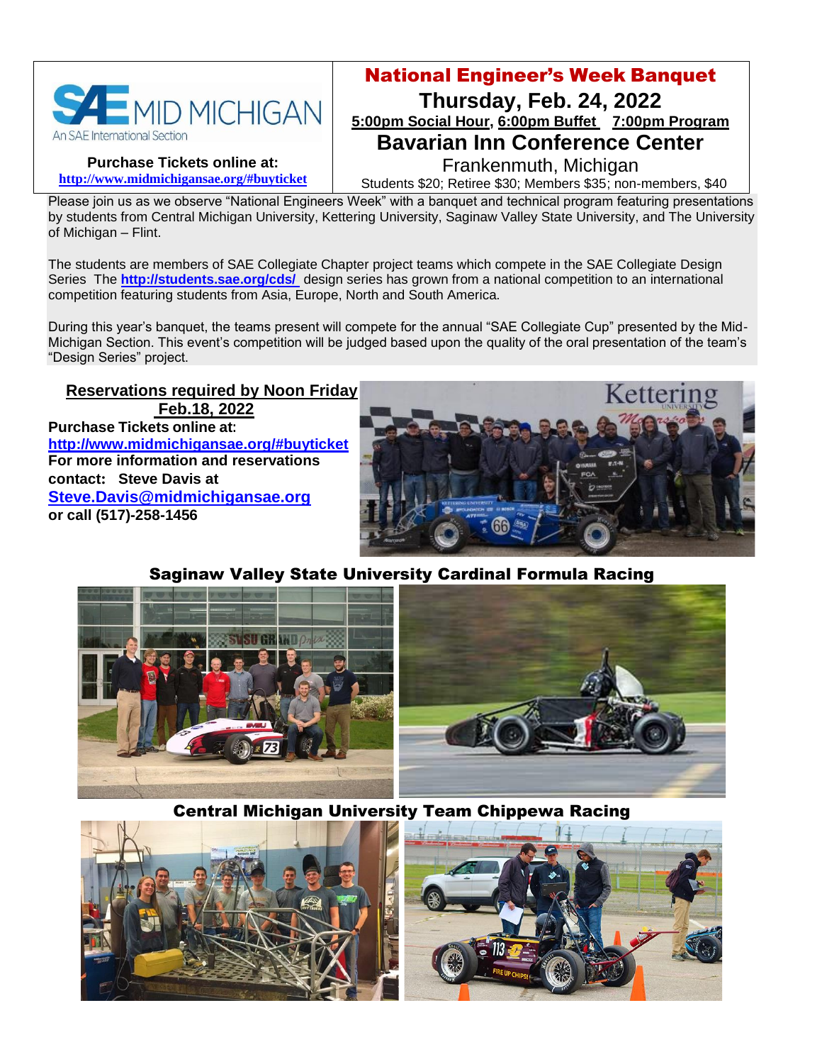SAE MID MICHIGAN
An SAE International Section

**Purchase Tickets online at:**
**http://www.midmichigansae.org/#buyticket**

# National Engineer's Week Banquet

## Thursday, Feb. 24, 2022

**5:00pm Social Hour, 6:00pm Buffet 7:00pm Program**

## Bavarian Inn Conference Center

Frankenmuth, Michigan

Students $20; Retiree $30; Members $35; non-members, $40

Please join us as we observe "National Engineers Week" with a banquet and technical program featuring presentations by students from Central Michigan University, Kettering University, Saginaw Valley State University, and The University of Michigan – Flint.

The students are members of SAE Collegiate Chapter project teams which compete in the SAE Collegiate Design Series The **http://students.sae.org/cds/** design series has grown from a national competition to an international competition featuring students from Asia, Europe, North and South America.

During this year's banquet, the teams present will compete for the annual "SAE Collegiate Cup" presented by the Mid-Michigan Section. This event's competition will be judged based upon the quality of the oral presentation of the team's "Design Series" project.

**Reservations required by Noon Friday Feb.18, 2022**

**Purchase Tickets online at:**
**http://www.midmichigansae.org/#buyticket**
**For more information and reservations contact: Steve Davis at**
**Steve.Davis@midmichigansae.org**
**or call (517)-258-1456**

### Saginaw Valley State University Cardinal Formula Racing

### Central Michigan University Team Chippewa Racing